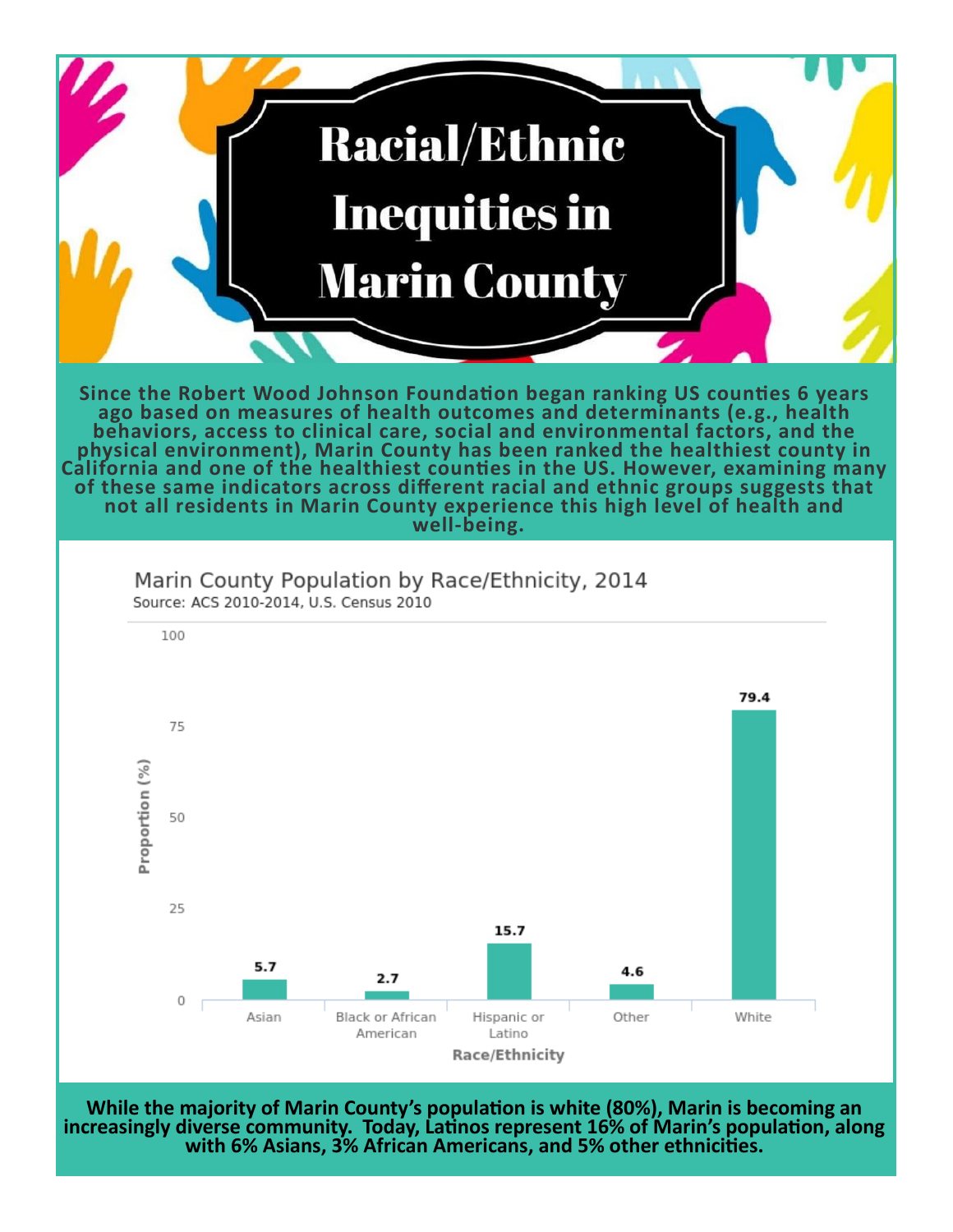# Racial/Ethnic Inequities in Marin County

**Since the Robert Wood Johnson Foundation began ranking US counties 6 years ago based on measures of health outcomes and determinants (e.g., health behaviors, access to clinical care, social and environmental factors, and the physical environment), Marin County has been ranked the healthiest county in California and one of the healthiest counties in the US. However, examining many of these same indicators across different racial and ethnic groups suggests that not all residents in Marin County experience this high level of health and well-being.**

Marin County Population by Race/Ethnicity, 2014

Source: ACS 2010-2014, U.S. Census 2010

| Race/Ethnicity | Proportion (%) |
|---|---|
| Asian | 5.7 |
| Black or African American | 2.7 |
| Hispanic or Latino | 15.7 |
| Other | 4.6 |
| White | 79.4 |

**While the majority of Marin County's population is white (80%), Marin is becoming an increasingly diverse community. Today, Latinos represent 16% of Marin's population, along with 6% Asians, 3% African Americans, and 5% other ethnicities.**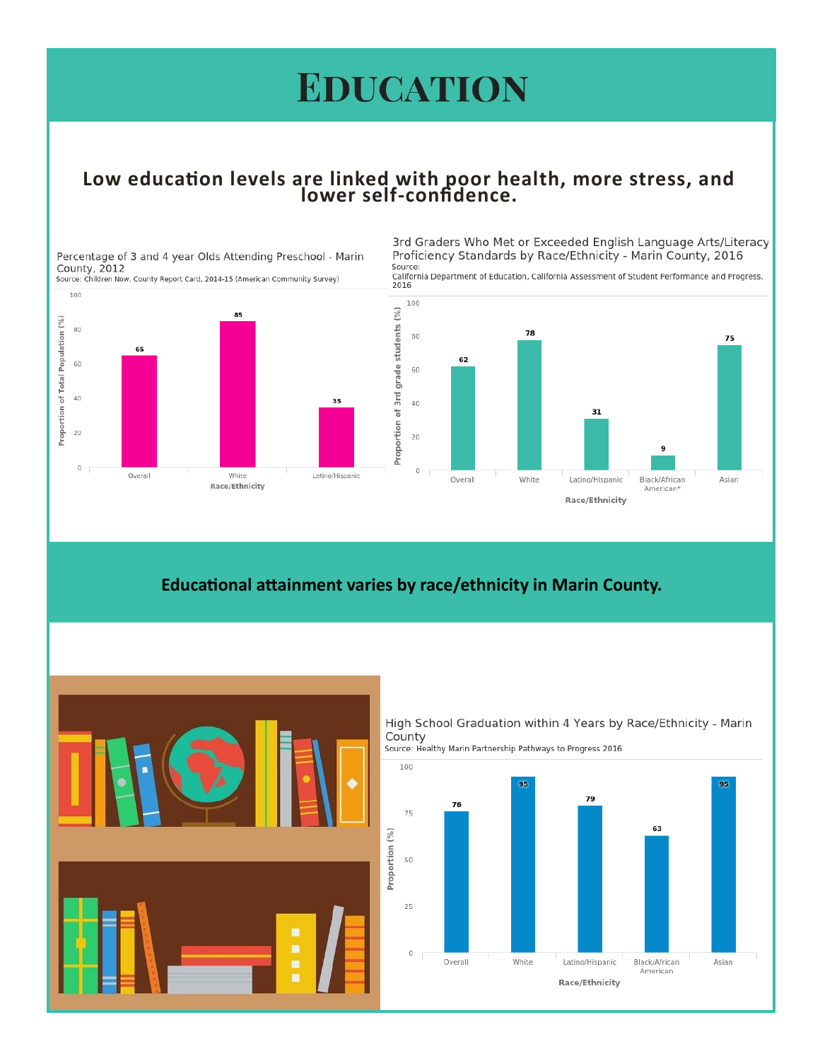# Education

## Low education levels are linked with poor health, more stress, and lower self-confidence.

**Percentage of 3 and 4 year Olds Attending Preschool - Marin County, 2012**

Source: Children Now, County Report Card, 2014-15 (American Community Survey)

| Race/Ethnicity | Proportion of Total Population (%) |
|---|---|
| Overall | 65 |
| White | 85 |
| Latino/Hispanic | 35 |

**3rd Graders Who Met or Exceeded English Language Arts/Literacy Proficiency Standards by Race/Ethnicity - Marin County, 2016**

Source: California Department of Education, California Assessment of Student Performance and Progress, 2016

| Race/Ethnicity | Proportion of 3rd grade students (%) |
|---|---|
| Overall | 62 |
| White | 78 |
| Latino/Hispanic | 31 |
| Black/African American* | 9 |
| Asian | 75 |

## Educational attainment varies by race/ethnicity in Marin County.

**High School Graduation within 4 Years by Race/Ethnicity - Marin County**

Source: Healthy Marin Partnership Pathways to Progress 2016

| Race/Ethnicity | Proportion (%) |
|---|---|
| Overall | 76 |
| White | 95 |
| Latino/Hispanic | 79 |
| Black/African American | 63 |
| Asian | 95 |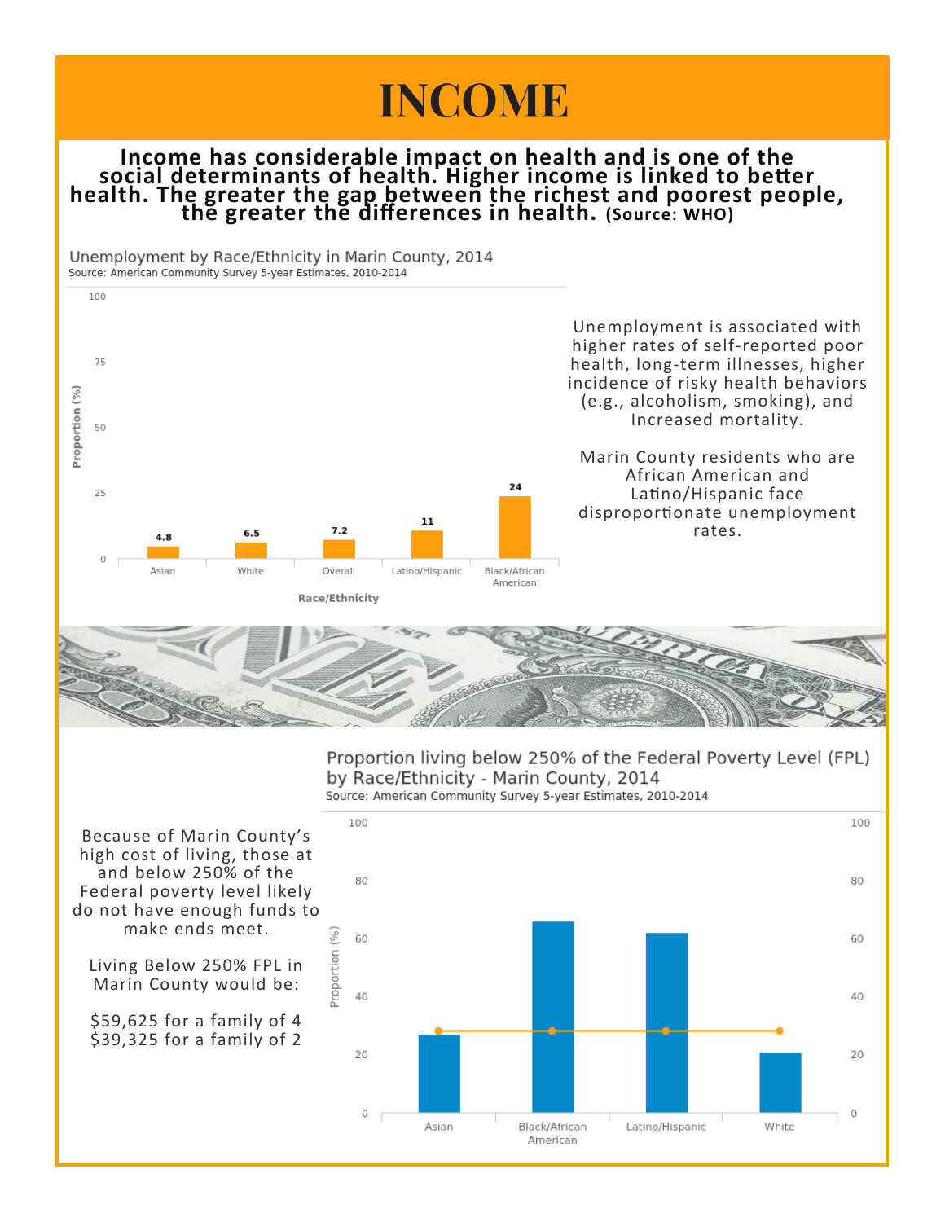# INCOME

**Income has considerable impact on health and is one of the social determinants of health. Higher income is linked to better health. The greater the gap between the richest and poorest people, the greater the differences in health. (Source: WHO)**

Unemployment by Race/Ethnicity in Marin County, 2014

Source: American Community Survey 5-year Estimates, 2010-2014

| Race/Ethnicity | Proportion (%) |
|---|---|
| Asian | 4.8 |
| White | 6.5 |
| Overall | 7.2 |
| Latino/Hispanic | 11 |
| Black/African American | 24 |

Unemployment is associated with higher rates of self-reported poor health, long-term illnesses, higher incidence of risky health behaviors (e.g., alcoholism, smoking), and Increased mortality.

Marin County residents who are African American and Latino/Hispanic face disproportionate unemployment rates.

Proportion living below 250% of the Federal Poverty Level (FPL) by Race/Ethnicity - Marin County, 2014

Source: American Community Survey 5-year Estimates, 2010-2014

Because of Marin County's high cost of living, those at and below 250% of the Federal poverty level likely do not have enough funds to make ends meet.

Living Below 250% FPL in Marin County would be:

$59,625 for a family of 4
$39,325 for a family of 2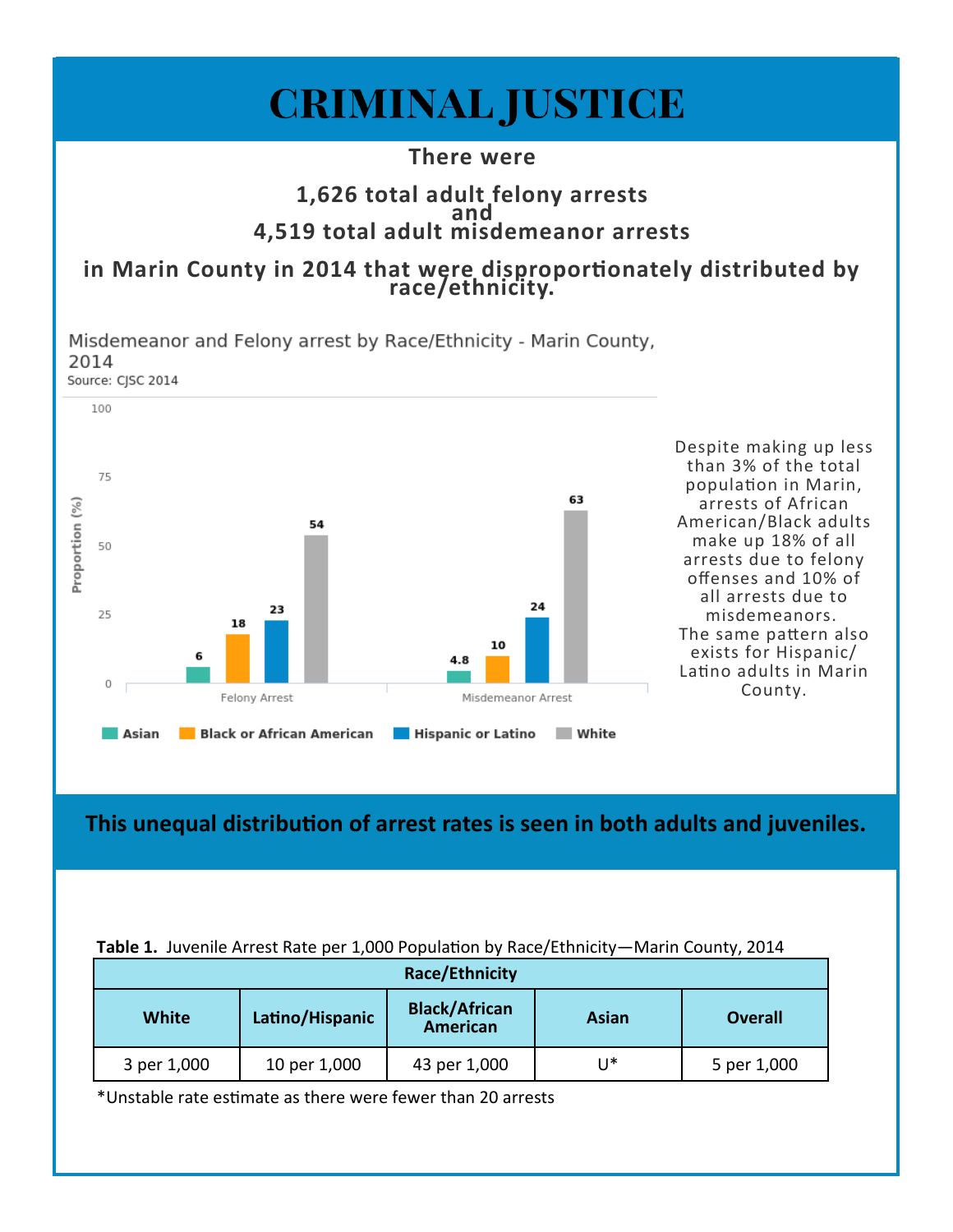# CRIMINAL JUSTICE

**There were**

**1,626 total adult felony arrests and 4,519 total adult misdemeanor arrests**

**in Marin County in 2014 that were disproportionately distributed by race/ethnicity.**

Misdemeanor and Felony arrest by Race/Ethnicity - Marin County, 2014

Source: CJSC 2014

| | Asian | Black or African American | Hispanic or Latino | White |
|---|---|---|---|---|
| Felony Arrest | 6 | 18 | 23 | 54 |
| Misdemeanor Arrest | 4.8 | 10 | 24 | 63 |

Proportion (%)

Despite making up less than 3% of the total population in Marin, arrests of African American/Black adults make up 18% of all arrests due to felony offenses and 10% of all arrests due to misdemeanors. The same pattern also exists for Hispanic/Latino adults in Marin County.

**This unequal distribution of arrest rates is seen in both adults and juveniles.**

**Table 1.** Juvenile Arrest Rate per 1,000 Population by Race/Ethnicity—Marin County, 2014

| Race/Ethnicity | | | | |
|---|---|---|---|---|
| **White** | **Latino/Hispanic** | **Black/African American** | **Asian** | **Overall** |
| 3 per 1,000 | 10 per 1,000 | 43 per 1,000 | U* | 5 per 1,000 |

*Unstable rate estimate as there were fewer than 20 arrests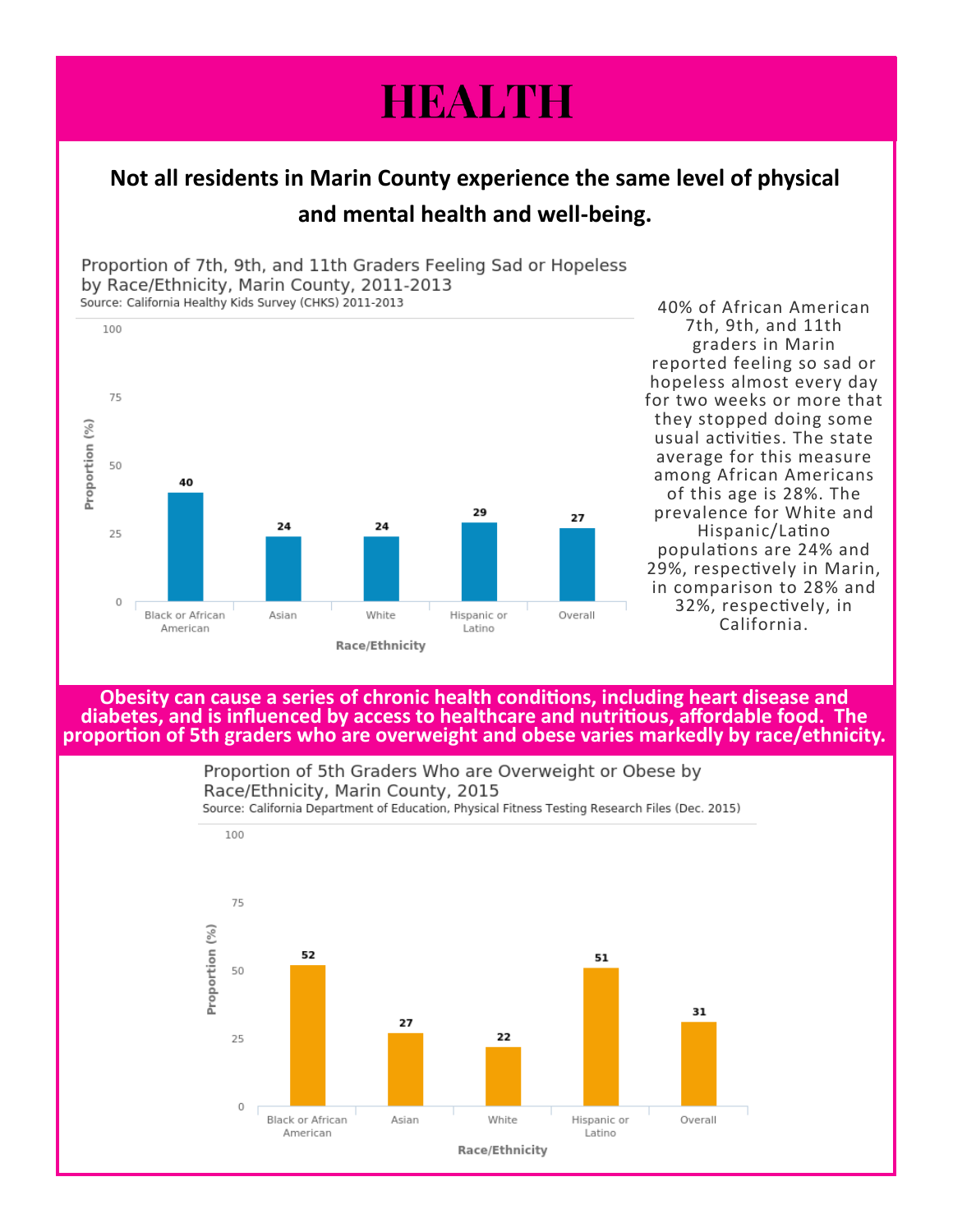# HEALTH

**Not all residents in Marin County experience the same level of physical and mental health and well-being.**

Proportion of 7th, 9th, and 11th Graders Feeling Sad or Hopeless by Race/Ethnicity, Marin County, 2011-2013
Source: California Healthy Kids Survey (CHKS) 2011-2013

| Race/Ethnicity | Proportion (%) |
|---|---|
| Black or African American | 40 |
| Asian | 24 |
| White | 24 |
| Hispanic or Latino | 29 |
| Overall | 27 |

40% of African American 7th, 9th, and 11th graders in Marin reported feeling so sad or hopeless almost every day for two weeks or more that they stopped doing some usual activities. The state average for this measure among African Americans of this age is 28%. The prevalence for White and Hispanic/Latino populations are 24% and 29%, respectively in Marin, in comparison to 28% and 32%, respectively, in California.

**Obesity can cause a series of chronic health conditions, including heart disease and diabetes, and is influenced by access to healthcare and nutritious, affordable food. The proportion of 5th graders who are overweight and obese varies markedly by race/ethnicity.**

Proportion of 5th Graders Who are Overweight or Obese by Race/Ethnicity, Marin County, 2015
Source: California Department of Education, Physical Fitness Testing Research Files (Dec. 2015)

| Race/Ethnicity | Proportion (%) |
|---|---|
| Black or African American | 52 |
| Asian | 27 |
| White | 22 |
| Hispanic or Latino | 51 |
| Overall | 31 |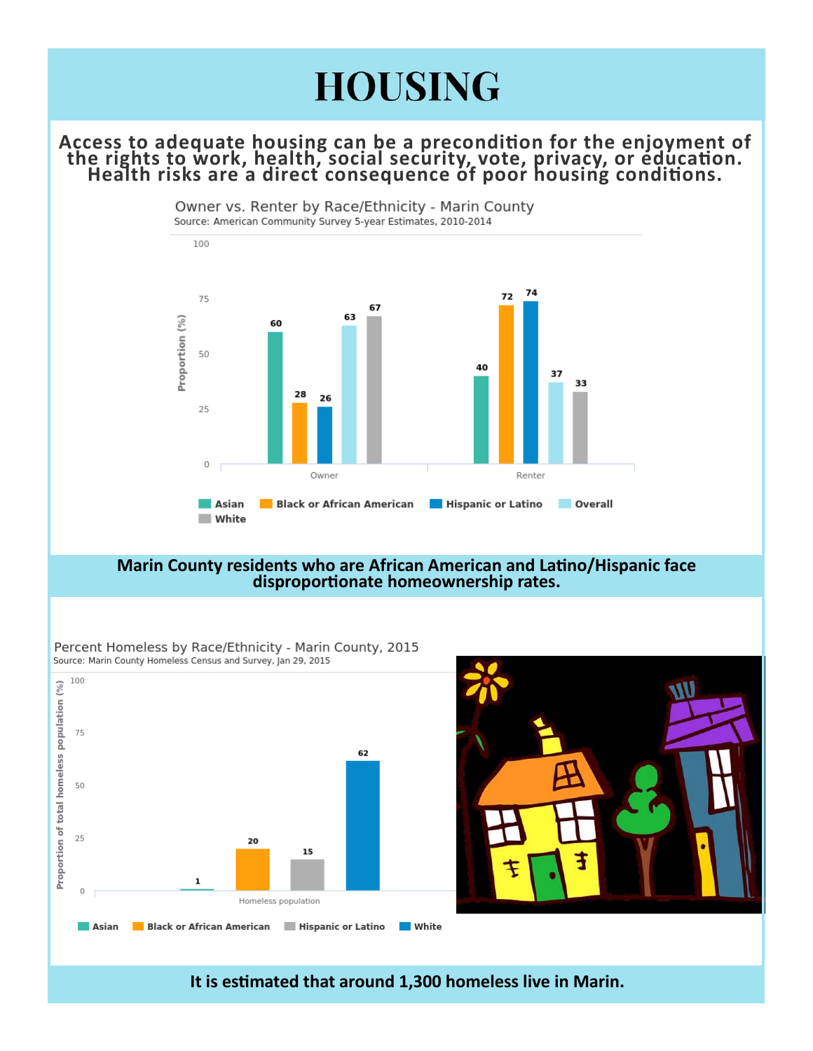# HOUSING

**Access to adequate housing can be a precondition for the enjoyment of the rights to work, health, social security, vote, privacy, or education. Health risks are a direct consequence of poor housing conditions.**

Owner vs. Renter by Race/Ethnicity - Marin County
Source: American Community Survey 5-year Estimates, 2010-2014

Proportion (%)
100
75
50
25
0

Owner: 60, 28, 26, 63, 67
Renter: 40, 72, 74, 37, 33

Asian, Black or African American, Hispanic or Latino, Overall, White

**Marin County residents who are African American and Latino/Hispanic face disproportionate homeownership rates.**

Percent Homeless by Race/Ethnicity - Marin County, 2015
Source: Marin County Homeless Census and Survey, Jan 29, 2015

Proportion of total homeless population (%)
100
75
50
25
0

Homeless population: 1, 20, 15, 62

Asian, Black or African American, Hispanic or Latino, White

**It is estimated that around 1,300 homeless live in Marin.**